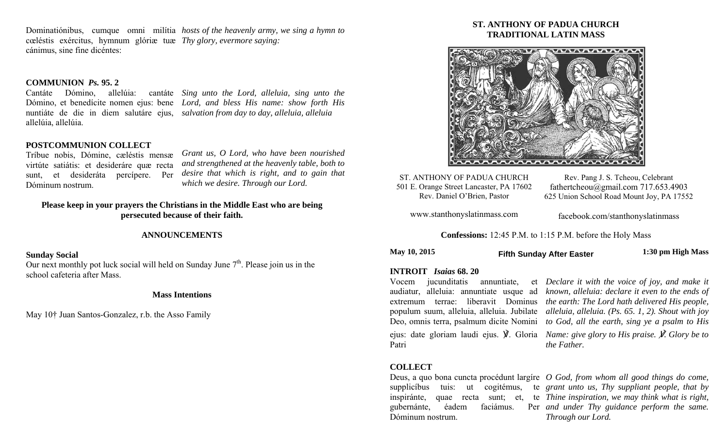Dominatiónibus, cumque omni milítia cœléstis exércitus, hymnum glóriæ tuæ cánimus, sine fine dicéntes:

*hosts of the heavenly army, we sing a hymn to Thy glory, evermore saying:*

## COMMUNION *Ps.* 95. 2

Cantáte Dómino, allelúia: cantáte Dómino, et benedícite nomen ejus: bene nuntiáte de die in diem salutáre ejus, allelúia, allelúia.

*Sing unto the Lord, alleluia, sing unto the Lord, and bless His name: show forth His salvation from day to day, alleluia, alleluia*

## POSTCOMMUNION COLLECT

Tríbue nobis, Dómine, cæléstis mensæ virtúte satiátis: et desideráre quæ recta sunt, et desideráta percípere. Per Dóminum nostrum.

*Grant us, O Lord, who have been nourished and strengthened at the heavenly table, both to desire that which is right, and to gain that which we desire. Through our Lord.*

**Please keep in your prayers the Christians in the Middle East who are being persecuted because of their faith.**

## ANNOUNCEMENTS

**Sunday Social**

Our next monthly pot luck social will held on Sunday June 7th. Please join us in the school cafeteria after Mass.

**Mass Intentions**

May 10† Juan Santos-Gonzalez, r.b. the Asso Family

# ST. ANTHONY OF PADUA CHURCH
# TRADITIONAL LATIN MASS

ST. ANTHONY OF PADUA CHURCH
501 E. Orange Street Lancaster, PA 17602
Rev. Daniel O'Brien, Pastor

Rev. Pang J. S. Tcheou, Celebrant
fathertcheou@gmail.com 717.653.4903
625 Union School Road Mount Joy, PA 17552

www.stanthonyslatinmass.com

facebook.com/stanthonyslatinmass

**Confessions:** 12:45 P.M. to 1:15 P.M. before the Holy Mass

**May 10, 2015** — **Fifth Sunday After Easter** — **1:30 pm High Mass**

## INTROIT *Isaias* 68. 20

Vocem jucunditatis annuntiate, et audiatur, alleluia: annuntiate usque ad extremum terrae: liberavit Dominus populum suum, alleluia, alleluia. Jubilate Deo, omnis terra, psalmum dicite Nomini ejus: date gloriam laudi ejus. ℣. Gloria Patri

*Declare it with the voice of joy, and make it known, alleluia: declare it even to the ends of the earth: The Lord hath delivered His people, alleluia, alleluia. (Ps. 65. 1, 2). Shout with joy to God, all the earth, sing ye a psalm to His Name: give glory to His praise. ℣. Glory be to the Father.*

## COLLECT

Deus, a quo bona cuncta procédunt largíre supplicíbus tuis: ut cogitémus, te inspiránte, quae recta sunt; et, te gubernánte, éadem faciámus. Per Dóminum nostrum.

*O God, from whom all good things do come, grant unto us, Thy suppliant people, that by Thine inspiration, we may think what is right, and under Thy guidance perform the same. Through our Lord.*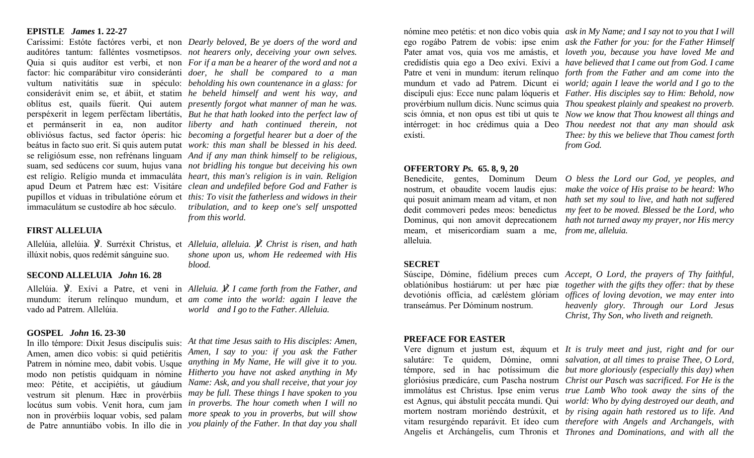### EPISTLE *James* 1. 22-27

Caríssimi: Estóte factóres verbi, et non auditóres tantum: falléntes vosmetipsos. Quia si quis audítor est verbi, et non factor: hic comparábitur viro consideránti vultum nativitátis suæ in spéculo: considerávit enim se, et ábiit, et statim oblítus est, quails fúerit. Qui autem perspéxerit in legem perféctam libertátis, et permánserit in ea, non audítor obliviósus factus, sed factor óperis: hic beátus in facto suo erit. Si quis autem putat se religiósum esse, non refrénans linguam suam, sed sedúcens cor suum, hujus vana est relígio. Relígio munda et immaculáta apud Deum et Patrem hæc est: Visitáre pupíllos et víduas in tribulatióne eórum et immaculátum se custodíre ab hoc sǽculo.

*Dearly beloved, Be ye doers of the word and not hearers only, deceiving your own selves. For if a man be a hearer of the word and not a doer, he shall be compared to a man beholding his own countenance in a glass: for he beheld himself and went his way, and presently forgot what manner of man he was. But he that hath looked into the perfect law of liberty and hath continued therein, not becoming a forgetful hearer but a doer of the work: this man shall be blessed in his deed. And if any man think himself to be religious, not bridling his tongue but deceiving his own heart, this man's religion is in vain. Religion clean and undefiled before God and Father is this: To visit the fatherless and widows in their tribulation, and to keep one's self unspotted from this world.*

### FIRST ALLELUIA

Allelúia, allelúia. ℣. Surréxit Christus, et illúxit nobis, quos redémit sánguine suo.

*Alleluia, alleluia. ℣. Christ is risen, and hath shone upon us, whom He redeemed with His blood.*

### SECOND ALLELUIA *John* 16. 28

Allelúia. ℣. Exívi a Patre, et veni in mundum: íterum relínquo mundum, et vado ad Patrem. Allelúia.

*Alleluia. ℣. I came forth from the Father, and am come into the world: again I leave the world and I go to the Father. Alleluia.*

### GOSPEL *John* 16. 23-30

In illo témpore: Dixit Jesus discípulis suis: Amen, amen dico vobis: si quid petiéritis Patrem in nómine meo, dabit vobis. Usque modo non petístis quidquam in nómine meo: Pétite, et accipiétis, ut gáudium vestrum sit plenum. Hæc in provérbiis locútus sum vobis. Venit hora, cum jam non in provérbiis loquar vobis, sed palam de Patre annuntiábo vobis. In illo die in nómine meo petétis: et non dico vobis quia ego rogábo Patrem de vobis: ipse enim Pater amat vos, quia vos me amástis, et credidístis quia ego a Deo exívi. Exívi a Patre et veni in mundum: íterum relínquo mundum et vado ad Patrem. Dicunt ei discípuli ejus: Ecce nunc palam lóqueris et provérbium nullum dicis. Nunc scimus quia scis ómnia, et non opus est tibi ut quis te intérroget: in hoc crédimus quia a Deo exísti.

*At that time Jesus saith to His disciples: Amen, Amen, I say to you: if you ask the Father anything in My Name, He will give it to you. Hitherto you have not asked anything in My Name: Ask, and you shall receive, that your joy may be full. These things I have spoken to you in proverbs. The hour cometh when I will no more speak to you in proverbs, but will show you plainly of the Father. In that day you shall ask in My Name; and I say not to you that I will ask the Father for you: for the Father Himself loveth you, because you have loved Me and have believed that I came out from God. I came forth from the Father and am come into the world; again I leave the world and I go to the Father. His disciples say to Him: Behold, now Thou speakest plainly and speakest no proverb. Now we know that Thou knowest all things and Thou needest not that any man should ask Thee: by this we believe that Thou camest forth from God.*

### OFFERTORY *Ps.* 65. 8, 9, 20

Benedicite, gentes, Dominum Deum nostrum, et obaudite vocem laudis ejus: qui posuit animam meam ad vitam, et non dedit commoveri pedes meos: benedictus Dominus, qui non amovit deprecationem meam, et misericordiam suam a me, alleluia.

*O bless the Lord our God, ye peoples, and make the voice of His praise to be heard: Who hath set my soul to live, and hath not suffered my feet to be moved. Blessed be the Lord, who hath not turned away my prayer, nor His mercy from me, alleluia.*

### SECRET

Súscipe, Dómine, fidélium preces cum oblatiónibus hostiárum: ut per hæc piæ devotiónis offícia, ad cæléstem glóriam transeámus. Per Dóminum nostrum.

*Accept, O Lord, the prayers of Thy faithful, together with the gifts they offer: that by these offices of loving devotion, we may enter into heavenly glory. Through our Lord Jesus Christ, Thy Son, who liveth and reigneth.*

### PREFACE FOR EASTER

Vere dignum et justum est, ǽquum et salutáre: Te quidem, Dómine, omni témpore, sed in hac potíssimum die gloriósius prædicáre, cum Pascha nostrum immolátus est Christus. Ipse enim verus est Agnus, qui ábstulit peccáta mundi. Qui mortem nostram moriéndo destrúxit, et vitam resurgéndo reparávit. Et ídeo cum Angelis et Archángelis, cum Thronis et

*It is truly meet and just, right and for our salvation, at all times to praise Thee, O Lord, but more gloriously (especially this day) when Christ our Pasch was sacrificed. For He is the true Lamb Who took away the sins of the world: Who by dying destroyed our death, and by rising again hath restored us to life. And therefore with Angels and Archangels, with Thrones and Dominations, and with all the*